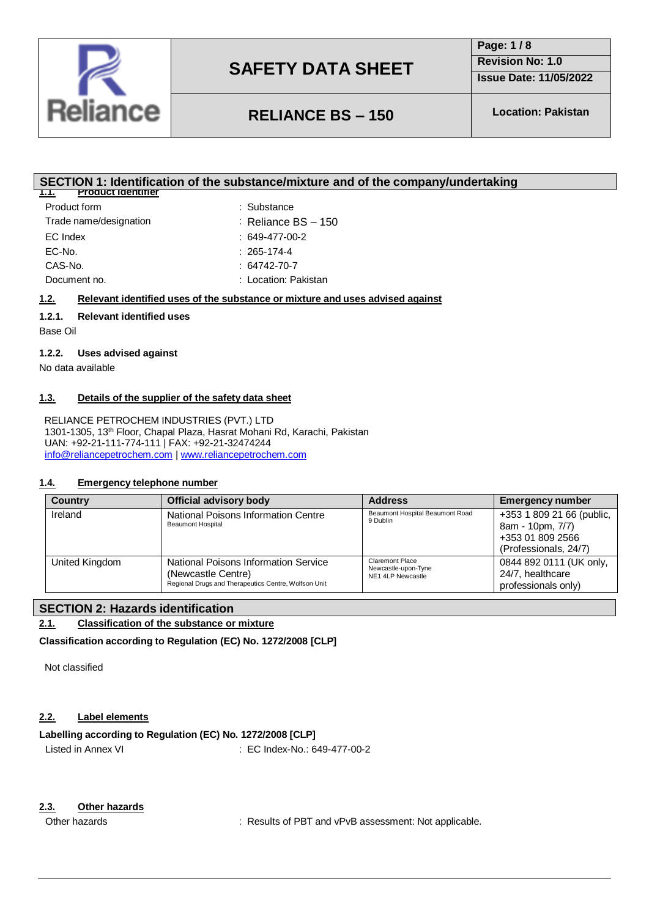# SAFETY DATA SHEET

**RELIANCE BS – 150**

**Revision No: 1.0**
**Issue Date: 11/05/2022**
**Location: Pakistan**

## SECTION 1: Identification of the substance/mixture and of the company/undertaking

### 1.1. Product identifier

| | |
|---|---|
| Product form | : Substance |
| Trade name/designation | : Reliance BS – 150 |
| EC Index | : 649-477-00-2 |
| EC-No. | : 265-174-4 |
| CAS-No. | : 64742-70-7 |
| Document no. | : Location: Pakistan |

### 1.2. Relevant identified uses of the substance or mixture and uses advised against

#### 1.2.1. Relevant identified uses

Base Oil

#### 1.2.2. Uses advised against

No data available

### 1.3. Details of the supplier of the safety data sheet

RELIANCE PETROCHEM INDUSTRIES (PVT.) LTD
1301-1305, 13th Floor, Chapal Plaza, Hasrat Mohani Rd, Karachi, Pakistan
UAN: +92-21-111-774-111 | FAX: +92-21-32474244
info@reliancepetrochem.com | www.reliancepetrochem.com

### 1.4. Emergency telephone number

| Country | Official advisory body | Address | Emergency number |
|---|---|---|---|
| Ireland | National Poisons Information Centre<br>Beaumont Hospital | Beaumont Hospital Beaumont Road<br>9 Dublin | +353 1 809 21 66 (public, 8am - 10pm, 7/7)<br>+353 01 809 2566 (Professionals, 24/7) |
| United Kingdom | National Poisons Information Service (Newcastle Centre)<br>Regional Drugs and Therapeutics Centre, Wolfson Unit | Claremont Place<br>Newcastle-upon-Tyne<br>NE1 4LP Newcastle | 0844 892 0111 (UK only, 24/7, healthcare professionals only) |

## SECTION 2: Hazards identification

### 2.1. Classification of the substance or mixture

**Classification according to Regulation (EC) No. 1272/2008 [CLP]**

Not classified

### 2.2. Label elements

**Labelling according to Regulation (EC) No. 1272/2008 [CLP]**

| | |
|---|---|
| Listed in Annex VI | : EC Index-No.: 649-477-00-2 |

### 2.3. Other hazards

| | |
|---|---|
| Other hazards | : Results of PBT and vPvB assessment: Not applicable. |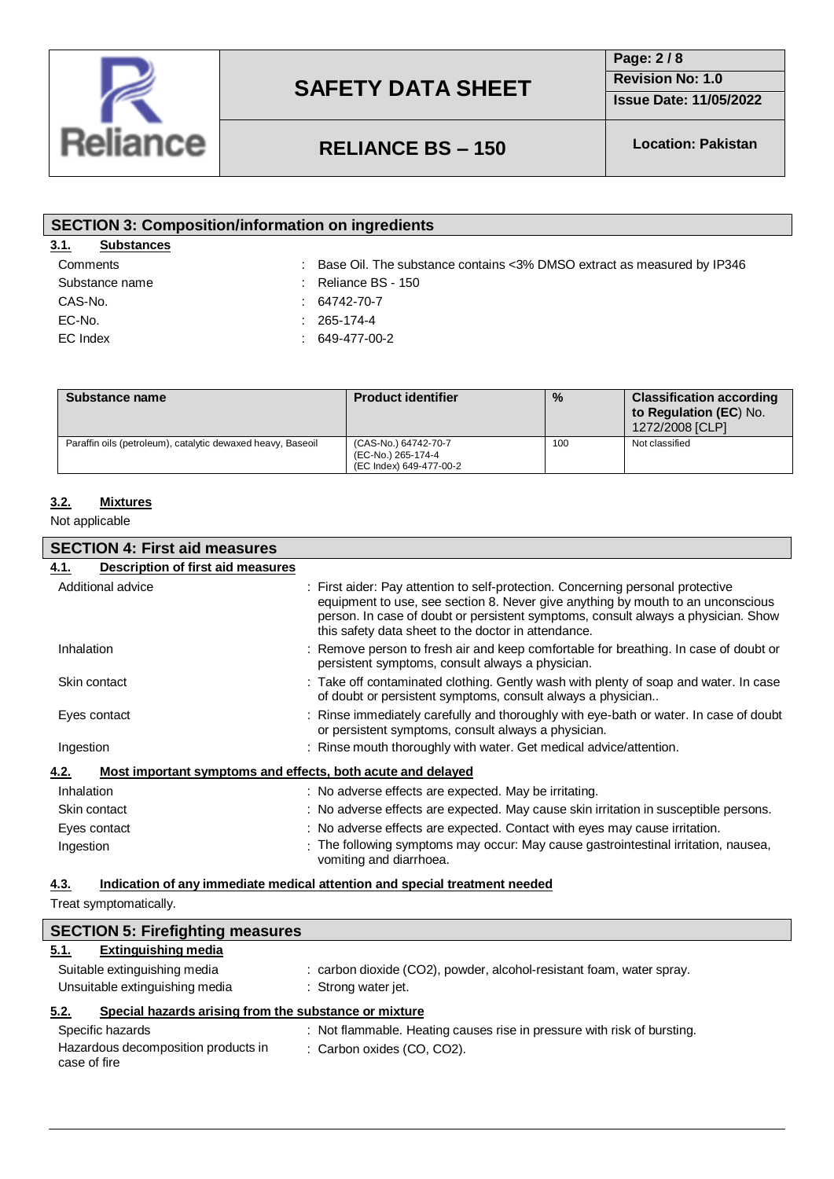## SECTION 3: Composition/information on ingredients

### 3.1. Substances

| | |
|---|---|
| Comments | : Base Oil. The substance contains <3% DMSO extract as measured by IP346 |
| Substance name | : Reliance BS - 150 |
| CAS-No. | : 64742-70-7 |
| EC-No. | : 265-174-4 |
| EC Index | : 649-477-00-2 |

| Substance name | Product identifier | % | Classification according to Regulation (EC) No. 1272/2008 [CLP] |
|---|---|---|---|
| Paraffin oils (petroleum), catalytic dewaxed heavy, Baseoil | (CAS-No.) 64742-70-7<br>(EC-No.) 265-174-4<br>(EC Index) 649-477-00-2 | 100 | Not classified |

### 3.2. Mixtures

Not applicable

## SECTION 4: First aid measures

### 4.1. Description of first aid measures

| | |
|---|---|
| Additional advice | : First aider: Pay attention to self-protection. Concerning personal protective equipment to use, see section 8. Never give anything by mouth to an unconscious person. In case of doubt or persistent symptoms, consult always a physician. Show this safety data sheet to the doctor in attendance. |
| Inhalation | : Remove person to fresh air and keep comfortable for breathing. In case of doubt or persistent symptoms, consult always a physician. |
| Skin contact | : Take off contaminated clothing. Gently wash with plenty of soap and water. In case of doubt or persistent symptoms, consult always a physician.. |
| Eyes contact | : Rinse immediately carefully and thoroughly with eye-bath or water. In case of doubt or persistent symptoms, consult always a physician. |
| Ingestion | : Rinse mouth thoroughly with water. Get medical advice/attention. |

### 4.2. Most important symptoms and effects, both acute and delayed

| | |
|---|---|
| Inhalation | : No adverse effects are expected. May be irritating. |
| Skin contact | : No adverse effects are expected. May cause skin irritation in susceptible persons. |
| Eyes contact | : No adverse effects are expected. Contact with eyes may cause irritation. |
| Ingestion | : The following symptoms may occur: May cause gastrointestinal irritation, nausea, vomiting and diarrhoea. |

### 4.3. Indication of any immediate medical attention and special treatment needed

Treat symptomatically.

## SECTION 5: Firefighting measures

### 5.1. Extinguishing media

| | |
|---|---|
| Suitable extinguishing media | : carbon dioxide ($CO_2$), powder, alcohol-resistant foam, water spray. |
| Unsuitable extinguishing media | : Strong water jet. |

### 5.2. Special hazards arising from the substance or mixture

| | |
|---|---|
| Specific hazards | : Not flammable. Heating causes rise in pressure with risk of bursting. |
| Hazardous decomposition products in case of fire | : Carbon oxides (CO, $CO_2$). |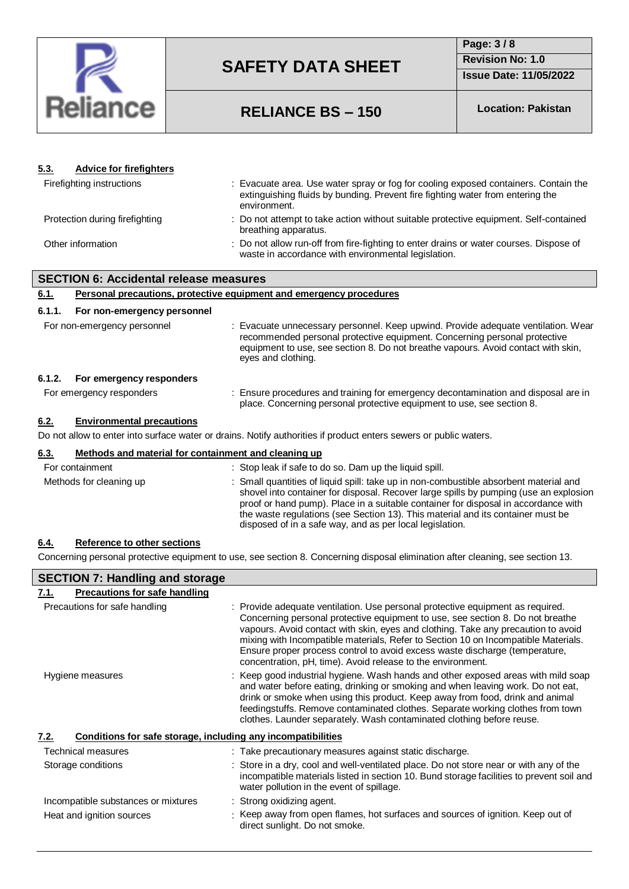#### 5.3. Advice for firefighters

| | |
|---|---|
| Firefighting instructions | : Evacuate area. Use water spray or fog for cooling exposed containers. Contain the extinguishing fluids by bunding. Prevent fire fighting water from entering the environment. |
| Protection during firefighting | : Do not attempt to take action without suitable protective equipment. Self-contained breathing apparatus. |
| Other information | : Do not allow run-off from fire-fighting to enter drains or water courses. Dispose of waste in accordance with environmental legislation. |

## SECTION 6: Accidental release measures

### 6.1. Personal precautions, protective equipment and emergency procedures

#### 6.1.1. For non-emergency personnel

| | |
|---|---|
| For non-emergency personnel | : Evacuate unnecessary personnel. Keep upwind. Provide adequate ventilation. Wear recommended personal protective equipment. Concerning personal protective equipment to use, see section 8. Do not breathe vapours. Avoid contact with skin, eyes and clothing. |

#### 6.1.2. For emergency responders

| | |
|---|---|
| For emergency responders | : Ensure procedures and training for emergency decontamination and disposal are in place. Concerning personal protective equipment to use, see section 8. |

### 6.2. Environmental precautions

Do not allow to enter into surface water or drains. Notify authorities if product enters sewers or public waters.

### 6.3. Methods and material for containment and cleaning up

| | |
|---|---|
| For containment | : Stop leak if safe to do so. Dam up the liquid spill. |
| Methods for cleaning up | : Small quantities of liquid spill: take up in non-combustible absorbent material and shovel into container for disposal. Recover large spills by pumping (use an explosion proof or hand pump). Place in a suitable container for disposal in accordance with the waste regulations (see Section 13). This material and its container must be disposed of in a safe way, and as per local legislation. |

### 6.4. Reference to other sections

Concerning personal protective equipment to use, see section 8. Concerning disposal elimination after cleaning, see section 13.

## SECTION 7: Handling and storage

### 7.1. Precautions for safe handling

| | |
|---|---|
| Precautions for safe handling | : Provide adequate ventilation. Use personal protective equipment as required. Concerning personal protective equipment to use, see section 8. Do not breathe vapours. Avoid contact with skin, eyes and clothing. Take any precaution to avoid mixing with Incompatible materials, Refer to Section 10 on Incompatible Materials. Ensure proper process control to avoid excess waste discharge (temperature, concentration, pH, time). Avoid release to the environment. |
| Hygiene measures | : Keep good industrial hygiene. Wash hands and other exposed areas with mild soap and water before eating, drinking or smoking and when leaving work. Do not eat, drink or smoke when using this product. Keep away from food, drink and animal feedingstuffs. Remove contaminated clothes. Separate working clothes from town clothes. Launder separately. Wash contaminated clothing before reuse. |

### 7.2. Conditions for safe storage, including any incompatibilities

| | |
|---|---|
| Technical measures | : Take precautionary measures against static discharge. |
| Storage conditions | : Store in a dry, cool and well-ventilated place. Do not store near or with any of the incompatible materials listed in section 10. Bund storage facilities to prevent soil and water pollution in the event of spillage. |
| Incompatible substances or mixtures | : Strong oxidizing agent. |
| Heat and ignition sources | : Keep away from open flames, hot surfaces and sources of ignition. Keep out of direct sunlight. Do not smoke. |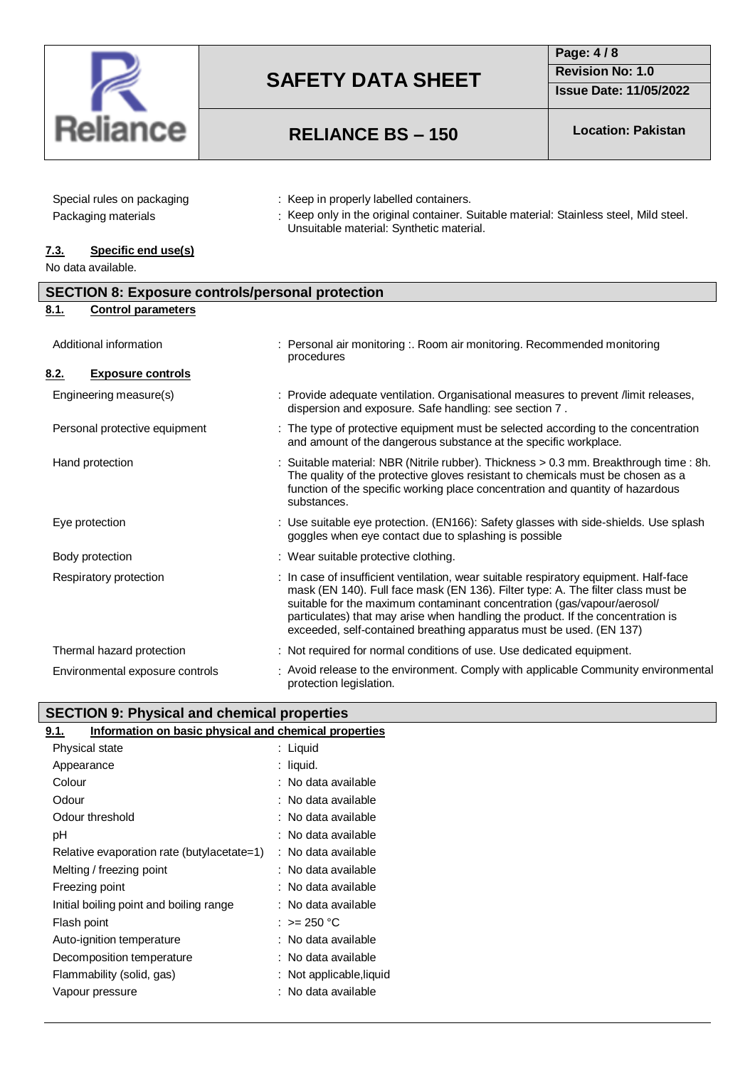| | |
|---|---|
| Special rules on packaging | : Keep in properly labelled containers. |
| Packaging materials | : Keep only in the original container. Suitable material: Stainless steel, Mild steel. Unsuitable material: Synthetic material. |

### 7.3. Specific end use(s)

No data available.

## SECTION 8: Exposure controls/personal protection

### 8.1. Control parameters

| | |
|---|---|
| Additional information | : Personal air monitoring :. Room air monitoring. Recommended monitoring procedures |

### 8.2. Exposure controls

| | |
|---|---|
| Engineering measure(s) | : Provide adequate ventilation. Organisational measures to prevent /limit releases, dispersion and exposure. Safe handling: see section 7 . |
| Personal protective equipment | : The type of protective equipment must be selected according to the concentration and amount of the dangerous substance at the specific workplace. |
| Hand protection | : Suitable material: NBR (Nitrile rubber). Thickness > 0.3 mm. Breakthrough time : 8h. The quality of the protective gloves resistant to chemicals must be chosen as a function of the specific working place concentration and quantity of hazardous substances. |
| Eye protection | : Use suitable eye protection. (EN166): Safety glasses with side-shields. Use splash goggles when eye contact due to splashing is possible |
| Body protection | : Wear suitable protective clothing. |
| Respiratory protection | : In case of insufficient ventilation, wear suitable respiratory equipment. Half-face mask (EN 140). Full face mask (EN 136). Filter type: A. The filter class must be suitable for the maximum contaminant concentration (gas/vapour/aerosol/ particulates) that may arise when handling the product. If the concentration is exceeded, self-contained breathing apparatus must be used. (EN 137) |
| Thermal hazard protection | : Not required for normal conditions of use. Use dedicated equipment. |
| Environmental exposure controls | : Avoid release to the environment. Comply with applicable Community environmental protection legislation. |

## SECTION 9: Physical and chemical properties

### 9.1. Information on basic physical and chemical properties

| | |
|---|---|
| Physical state | : Liquid |
| Appearance | : liquid. |
| Colour | : No data available |
| Odour | : No data available |
| Odour threshold | : No data available |
| pH | : No data available |
| Relative evaporation rate (butylacetate=1) | : No data available |
| Melting / freezing point | : No data available |
| Freezing point | : No data available |
| Initial boiling point and boiling range | : No data available |
| Flash point | : >= 250 °C |
| Auto-ignition temperature | : No data available |
| Decomposition temperature | : No data available |
| Flammability (solid, gas) | : Not applicable,liquid |
| Vapour pressure | : No data available |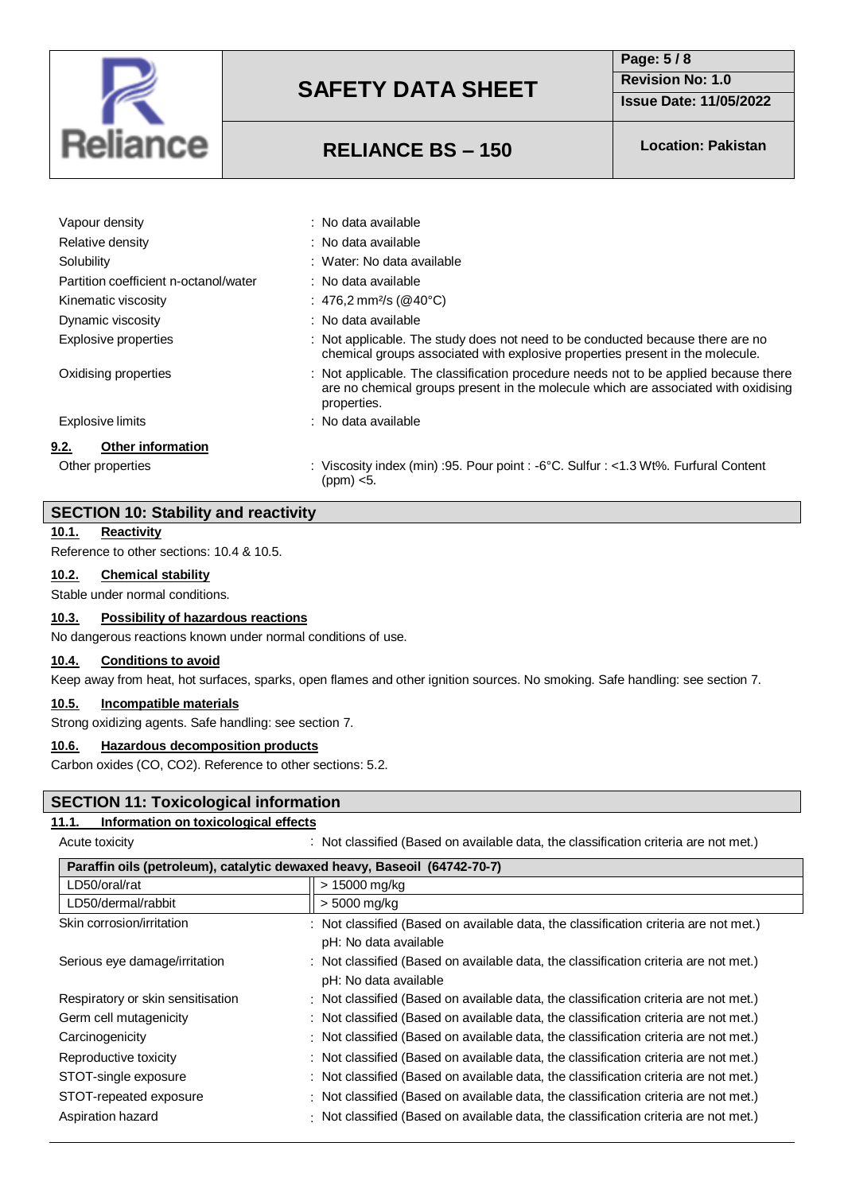| | |
|---|---|
| Vapour density | : No data available |
| Relative density | : No data available |
| Solubility | : Water: No data available |
| Partition coefficient n-octanol/water | : No data available |
| Kinematic viscosity | : 476,2 $mm^2/s$ (@40°C) |
| Dynamic viscosity | : No data available |
| Explosive properties | : Not applicable. The study does not need to be conducted because there are no chemical groups associated with explosive properties present in the molecule. |
| Oxidising properties | : Not applicable. The classification procedure needs not to be applied because there are no chemical groups present in the molecule which are associated with oxidising properties. |
| Explosive limits | : No data available |

### 9.2. Other information

| | |
|---|---|
| Other properties | : Viscosity index (min) :95. Pour point : -6°C. Sulfur : <1.3 Wt%. Furfural Content (ppm) <5. |

## SECTION 10: Stability and reactivity

### 10.1. Reactivity

Reference to other sections: 10.4 & 10.5.

### 10.2. Chemical stability

Stable under normal conditions.

### 10.3. Possibility of hazardous reactions

No dangerous reactions known under normal conditions of use.

### 10.4. Conditions to avoid

Keep away from heat, hot surfaces, sparks, open flames and other ignition sources. No smoking. Safe handling: see section 7.

### 10.5. Incompatible materials

Strong oxidizing agents. Safe handling: see section 7.

### 10.6. Hazardous decomposition products

Carbon oxides ($CO$, $CO_2$). Reference to other sections: 5.2.

## SECTION 11: Toxicological information

### 11.1. Information on toxicological effects

Acute toxicity : Not classified (Based on available data, the classification criteria are not met.)

| Paraffin oils (petroleum), catalytic dewaxed heavy, Baseoil (64742-70-7) | |
|---|---|
| LD50/oral/rat | > 15000 mg/kg |
| LD50/dermal/rabbit | > 5000 mg/kg |

| | |
|---|---|
| Skin corrosion/irritation | : Not classified (Based on available data, the classification criteria are not met.) pH: No data available |
| Serious eye damage/irritation | : Not classified (Based on available data, the classification criteria are not met.) pH: No data available |
| Respiratory or skin sensitisation | : Not classified (Based on available data, the classification criteria are not met.) |
| Germ cell mutagenicity | : Not classified (Based on available data, the classification criteria are not met.) |
| Carcinogenicity | : Not classified (Based on available data, the classification criteria are not met.) |
| Reproductive toxicity | : Not classified (Based on available data, the classification criteria are not met.) |
| STOT-single exposure | : Not classified (Based on available data, the classification criteria are not met.) |
| STOT-repeated exposure | : Not classified (Based on available data, the classification criteria are not met.) |
| Aspiration hazard | : Not classified (Based on available data, the classification criteria are not met.) |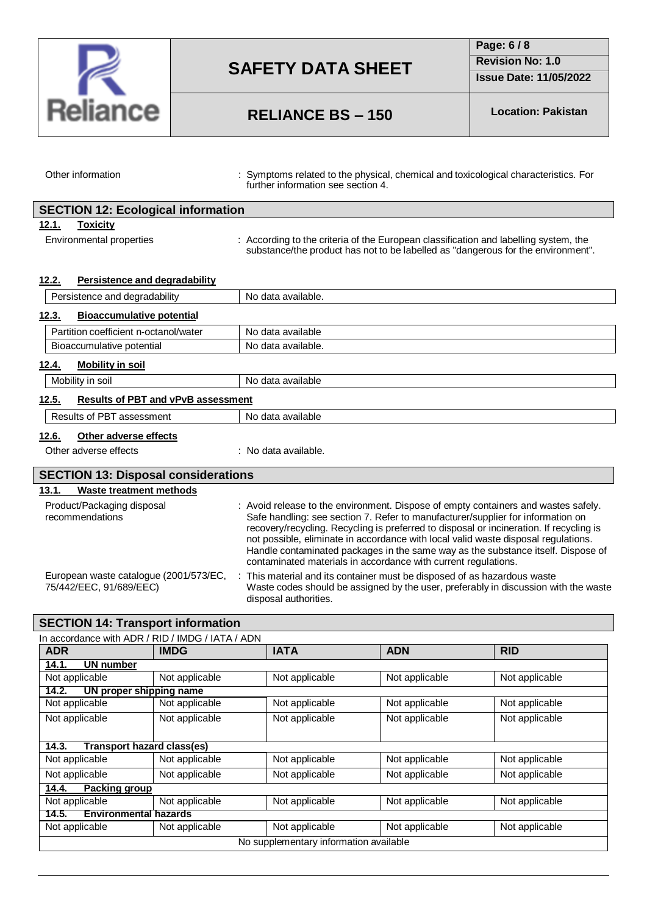Other information : Symptoms related to the physical, chemical and toxicological characteristics. For further information see section 4.

## SECTION 12: Ecological information

### 12.1. Toxicity

Environmental properties : According to the criteria of the European classification and labelling system, the substance/the product has not to be labelled as "dangerous for the environment".

### 12.2. Persistence and degradability

| Persistence and degradability | No data available. |
|---|---|

### 12.3. Bioaccumulative potential

| Partition coefficient n-octanol/water | No data available |
|---|---|
| Bioaccumulative potential | No data available. |

### 12.4. Mobility in soil

| Mobility in soil | No data available |
|---|---|

### 12.5. Results of PBT and vPvB assessment

| Results of PBT assessment | No data available |
|---|---|

### 12.6. Other adverse effects

Other adverse effects : No data available.

## SECTION 13: Disposal considerations

### 13.1. Waste treatment methods

Product/Packaging disposal recommendations : Avoid release to the environment. Dispose of empty containers and wastes safely. Safe handling: see section 7. Refer to manufacturer/supplier for information on recovery/recycling. Recycling is preferred to disposal or incineration. If recycling is not possible, eliminate in accordance with local valid waste disposal regulations. Handle contaminated packages in the same way as the substance itself. Dispose of contaminated materials in accordance with current regulations.

European waste catalogue (2001/573/EC, 75/442/EEC, 91/689/EEC) : This material and its container must be disposed of as hazardous waste
Waste codes should be assigned by the user, preferably in discussion with the waste disposal authorities.

## SECTION 14: Transport information

In accordance with ADR / RID / IMDG / IATA / ADN

| ADR | IMDG | IATA | ADN | RID |
|---|---|---|---|---|
| **14.1. UN number** | | | | |
| Not applicable | Not applicable | Not applicable | Not applicable | Not applicable |
| **14.2. UN proper shipping name** | | | | |
| Not applicable | Not applicable | Not applicable | Not applicable | Not applicable |
| Not applicable | Not applicable | Not applicable | Not applicable | Not applicable |
| **14.3. Transport hazard class(es)** | | | | |
| Not applicable | Not applicable | Not applicable | Not applicable | Not applicable |
| Not applicable | Not applicable | Not applicable | Not applicable | Not applicable |
| **14.4. Packing group** | | | | |
| Not applicable | Not applicable | Not applicable | Not applicable | Not applicable |
| **14.5. Environmental hazards** | | | | |
| Not applicable | Not applicable | Not applicable | Not applicable | Not applicable |
| No supplementary information available | | | | |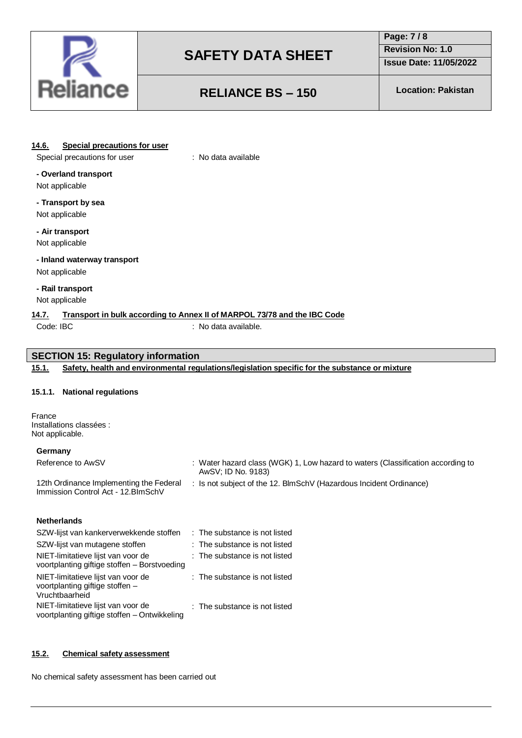#### 14.6. Special precautions for user

Special precautions for user : No data available

**- Overland transport**

Not applicable

**- Transport by sea**

Not applicable

**- Air transport**

Not applicable

**- Inland waterway transport**

Not applicable

**- Rail transport**

Not applicable

#### 14.7. Transport in bulk according to Annex II of MARPOL 73/78 and the IBC Code

Code: IBC : No data available.

## SECTION 15: Regulatory information

### 15.1. Safety, health and environmental regulations/legislation specific for the substance or mixture

#### 15.1.1. National regulations

France
Installations classées :
Not applicable.

**Germany**

| | |
|---|---|
| Reference to AwSV | : Water hazard class (WGK) 1, Low hazard to waters (Classification according to AwSV; ID No. 9183) |
| 12th Ordinance Implementing the Federal Immission Control Act - 12.BImSchV | : Is not subject of the 12. BlmSchV (Hazardous Incident Ordinance) |

**Netherlands**

| | |
|---|---|
| SZW-lijst van kankerverwekkende stoffen | : The substance is not listed |
| SZW-lijst van mutagene stoffen | : The substance is not listed |
| NIET-limitatieve lijst van voor de voortplanting giftige stoffen – Borstvoeding | : The substance is not listed |
| NIET-limitatieve lijst van voor de voortplanting giftige stoffen – Vruchtbaarheid | : The substance is not listed |
| NIET-limitatieve lijst van voor de voortplanting giftige stoffen – Ontwikkeling | : The substance is not listed |

### 15.2. Chemical safety assessment

No chemical safety assessment has been carried out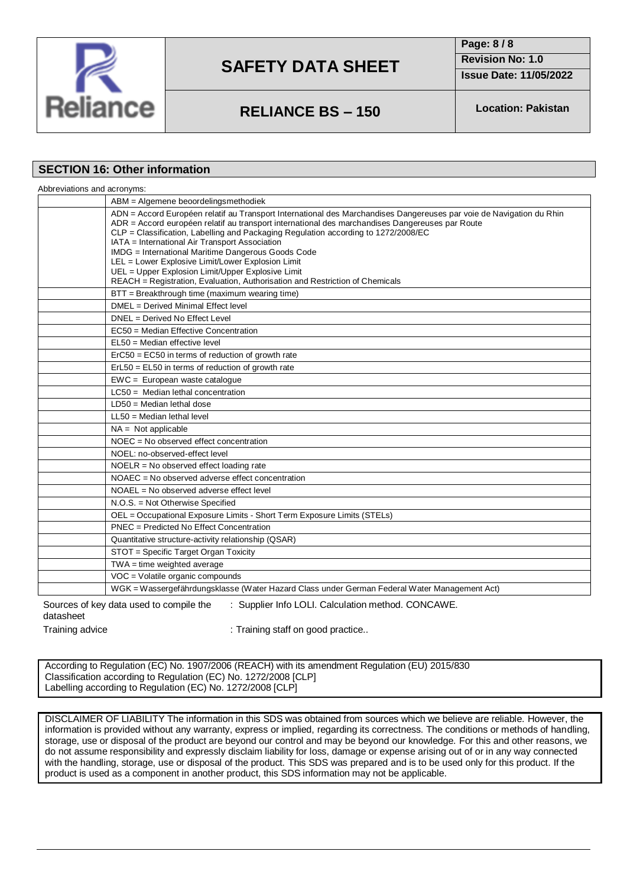## SECTION 16: Other information

Abbreviations and acronyms:

| | |
|---|---|
| | ABM = Algemene beoordelingsmethodiek |
| | ADN = Accord Européen relatif au Transport International des Marchandises Dangereuses par voie de Navigation du Rhin<br>ADR = Accord européen relatif au transport international des marchandises Dangereuses par Route<br>CLP = Classification, Labelling and Packaging Regulation according to 1272/2008/EC<br>IATA = International Air Transport Association<br>IMDG = International Maritime Dangerous Goods Code<br>LEL = Lower Explosive Limit/Lower Explosion Limit<br>UEL = Upper Explosion Limit/Upper Explosive Limit<br>REACH = Registration, Evaluation, Authorisation and Restriction of Chemicals |
| | BTT = Breakthrough time (maximum wearing time) |
| | DMEL = Derived Minimal Effect level |
| | DNEL = Derived No Effect Level |
| | EC50 = Median Effective Concentration |
| | EL50 = Median effective level |
| | ErC50 = EC50 in terms of reduction of growth rate |
| | ErL50 = EL50 in terms of reduction of growth rate |
| | EWC = European waste catalogue |
| | LC50 = Median lethal concentration |
| | LD50 = Median lethal dose |
| | LL50 = Median lethal level |
| | NA = Not applicable |
| | NOEC = No observed effect concentration |
| | NOEL: no-observed-effect level |
| | NOELR = No observed effect loading rate |
| | NOAEC = No observed adverse effect concentration |
| | NOAEL = No observed adverse effect level |
| | N.O.S. = Not Otherwise Specified |
| | OEL = Occupational Exposure Limits - Short Term Exposure Limits (STELs) |
| | PNEC = Predicted No Effect Concentration |
| | Quantitative structure-activity relationship (QSAR) |
| | STOT = Specific Target Organ Toxicity |
| | TWA = time weighted average |
| | VOC = Volatile organic compounds |
| | WGK = Wassergefährdungsklasse (Water Hazard Class under German Federal Water Management Act) |

Sources of key data used to compile the datasheet : Supplier Info LOLI. Calculation method. CONCAWE.

Training advice : Training staff on good practice..

According to Regulation (EC) No. 1907/2006 (REACH) with its amendment Regulation (EU) 2015/830
Classification according to Regulation (EC) No. 1272/2008 [CLP]
Labelling according to Regulation (EC) No. 1272/2008 [CLP]

DISCLAIMER OF LIABILITY The information in this SDS was obtained from sources which we believe are reliable. However, the information is provided without any warranty, express or implied, regarding its correctness. The conditions or methods of handling, storage, use or disposal of the product are beyond our control and may be beyond our knowledge. For this and other reasons, we do not assume responsibility and expressly disclaim liability for loss, damage or expense arising out of or in any way connected with the handling, storage, use or disposal of the product. This SDS was prepared and is to be used only for this product. If the product is used as a component in another product, this SDS information may not be applicable.